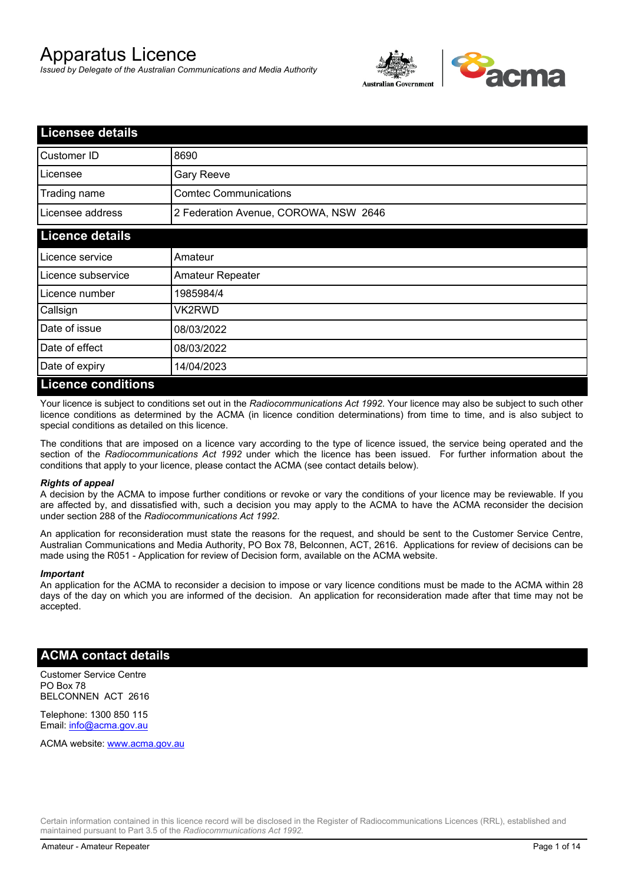# Apparatus Licence

*Issued by Delegate of the Australian Communications and Media Authority*

## Licensee details

| | |
|---|---|
| Customer ID | 8690 |
| Licensee | Gary Reeve |
| Trading name | Comtec Communications |
| Licensee address | 2 Federation Avenue, COROWA, NSW 2646 |

## Licence details

| | |
|---|---|
| Licence service | Amateur |
| Licence subservice | Amateur Repeater |
| Licence number | 1985984/4 |
| Callsign | VK2RWD |
| Date of issue | 08/03/2022 |
| Date of effect | 08/03/2022 |
| Date of expiry | 14/04/2023 |

## Licence conditions

Your licence is subject to conditions set out in the *Radiocommunications Act 1992*. Your licence may also be subject to such other licence conditions as determined by the ACMA (in licence condition determinations) from time to time, and is also subject to special conditions as detailed on this licence.

The conditions that are imposed on a licence vary according to the type of licence issued, the service being operated and the section of the *Radiocommunications Act 1992* under which the licence has been issued. For further information about the conditions that apply to your licence, please contact the ACMA (see contact details below).

***Rights of appeal***

A decision by the ACMA to impose further conditions or revoke or vary the conditions of your licence may be reviewable. If you are affected by, and dissatisfied with, such a decision you may apply to the ACMA to have the ACMA reconsider the decision under section 288 of the *Radiocommunications Act 1992*.

An application for reconsideration must state the reasons for the request, and should be sent to the Customer Service Centre, Australian Communications and Media Authority, PO Box 78, Belconnen, ACT, 2616. Applications for review of decisions can be made using the R051 - Application for review of Decision form, available on the ACMA website.

***Important***

An application for the ACMA to reconsider a decision to impose or vary licence conditions must be made to the ACMA within 28 days of the day on which you are informed of the decision. An application for reconsideration made after that time may not be accepted.

## ACMA contact details

Customer Service Centre
PO Box 78
BELCONNEN ACT 2616

Telephone: 1300 850 115
Email: info@acma.gov.au

ACMA website: www.acma.gov.au

Certain information contained in this licence record will be disclosed in the Register of Radiocommunications Licences (RRL), established and maintained pursuant to Part 3.5 of the *Radiocommunications Act 1992.*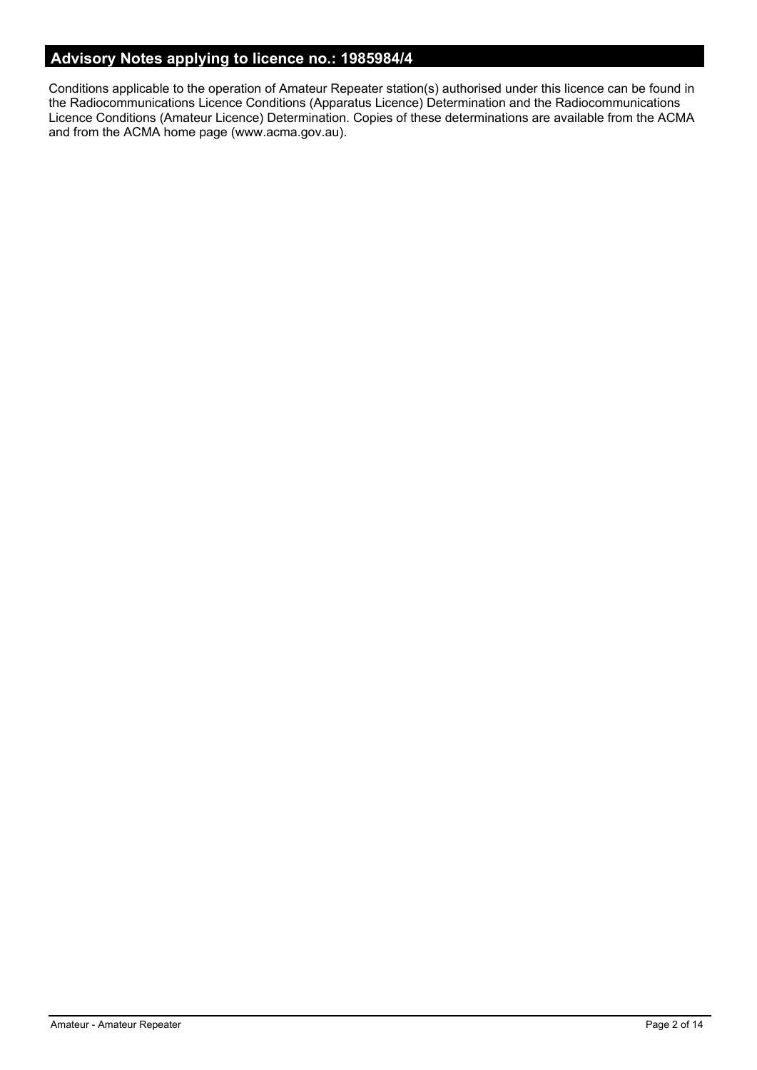## Advisory Notes applying to licence no.: 1985984/4

Conditions applicable to the operation of Amateur Repeater station(s) authorised under this licence can be found in the Radiocommunications Licence Conditions (Apparatus Licence) Determination and the Radiocommunications Licence Conditions (Amateur Licence) Determination. Copies of these determinations are available from the ACMA and from the ACMA home page (www.acma.gov.au).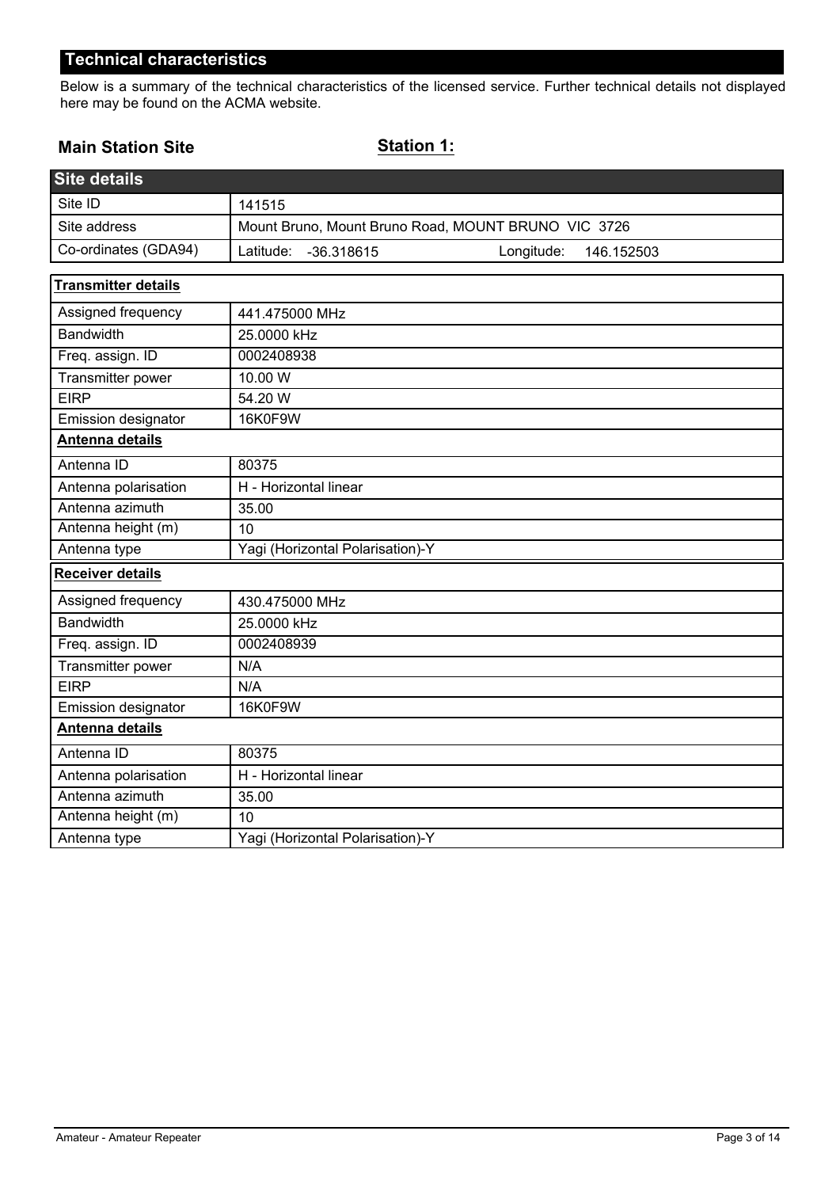## Technical characteristics

Below is a summary of the technical characteristics of the licensed service. Further technical details not displayed here may be found on the ACMA website.

**Main Station Site** **Station 1:**

| Site details | |
|---|---|
| Site ID | 141515 |
| Site address | Mount Bruno, Mount Bruno Road, MOUNT BRUNO VIC 3726 |
| Co-ordinates (GDA94) | Latitude: -36.318615 Longitude: 146.152503 |

| **Transmitter details** | |
|---|---|
| Assigned frequency | 441.475000 MHz |
| Bandwidth | 25.0000 kHz |
| Freq. assign. ID | 0002408938 |
| Transmitter power | 10.00 W |
| EIRP | 54.20 W |
| Emission designator | 16K0F9W |
| **Antenna details** | |
| Antenna ID | 80375 |
| Antenna polarisation | H - Horizontal linear |
| Antenna azimuth | 35.00 |
| Antenna height (m) | 10 |
| Antenna type | Yagi (Horizontal Polarisation)-Y |
| **Receiver details** | |
| Assigned frequency | 430.475000 MHz |
| Bandwidth | 25.0000 kHz |
| Freq. assign. ID | 0002408939 |
| Transmitter power | N/A |
| EIRP | N/A |
| Emission designator | 16K0F9W |
| **Antenna details** | |
| Antenna ID | 80375 |
| Antenna polarisation | H - Horizontal linear |
| Antenna azimuth | 35.00 |
| Antenna height (m) | 10 |
| Antenna type | Yagi (Horizontal Polarisation)-Y |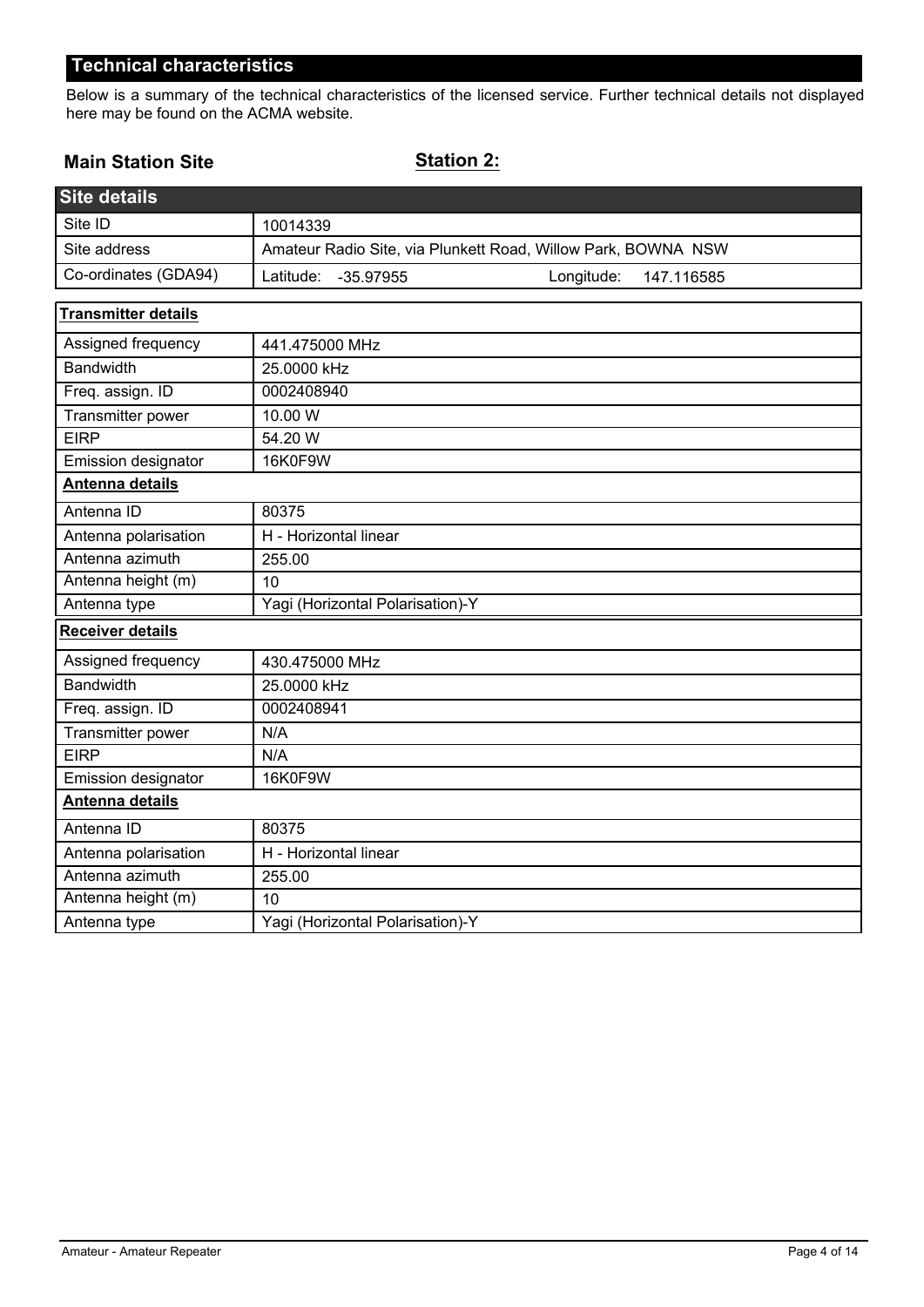## Technical characteristics

Below is a summary of the technical characteristics of the licensed service. Further technical details not displayed here may be found on the ACMA website.

**Main Station Site** **Station 2:**

| Site details | |
|---|---|
| Site ID | 10014339 |
| Site address | Amateur Radio Site, via Plunkett Road, Willow Park, BOWNA NSW |
| Co-ordinates (GDA94) | Latitude: -35.97955 Longitude: 147.116585 |

| **Transmitter details** | |
|---|---|
| Assigned frequency | 441.475000 MHz |
| Bandwidth | 25.0000 kHz |
| Freq. assign. ID | 0002408940 |
| Transmitter power | 10.00 W |
| EIRP | 54.20 W |
| Emission designator | 16K0F9W |
| **Antenna details** | |
| Antenna ID | 80375 |
| Antenna polarisation | H - Horizontal linear |
| Antenna azimuth | 255.00 |
| Antenna height (m) | 10 |
| Antenna type | Yagi (Horizontal Polarisation)-Y |
| **Receiver details** | |
| Assigned frequency | 430.475000 MHz |
| Bandwidth | 25.0000 kHz |
| Freq. assign. ID | 0002408941 |
| Transmitter power | N/A |
| EIRP | N/A |
| Emission designator | 16K0F9W |
| **Antenna details** | |
| Antenna ID | 80375 |
| Antenna polarisation | H - Horizontal linear |
| Antenna azimuth | 255.00 |
| Antenna height (m) | 10 |
| Antenna type | Yagi (Horizontal Polarisation)-Y |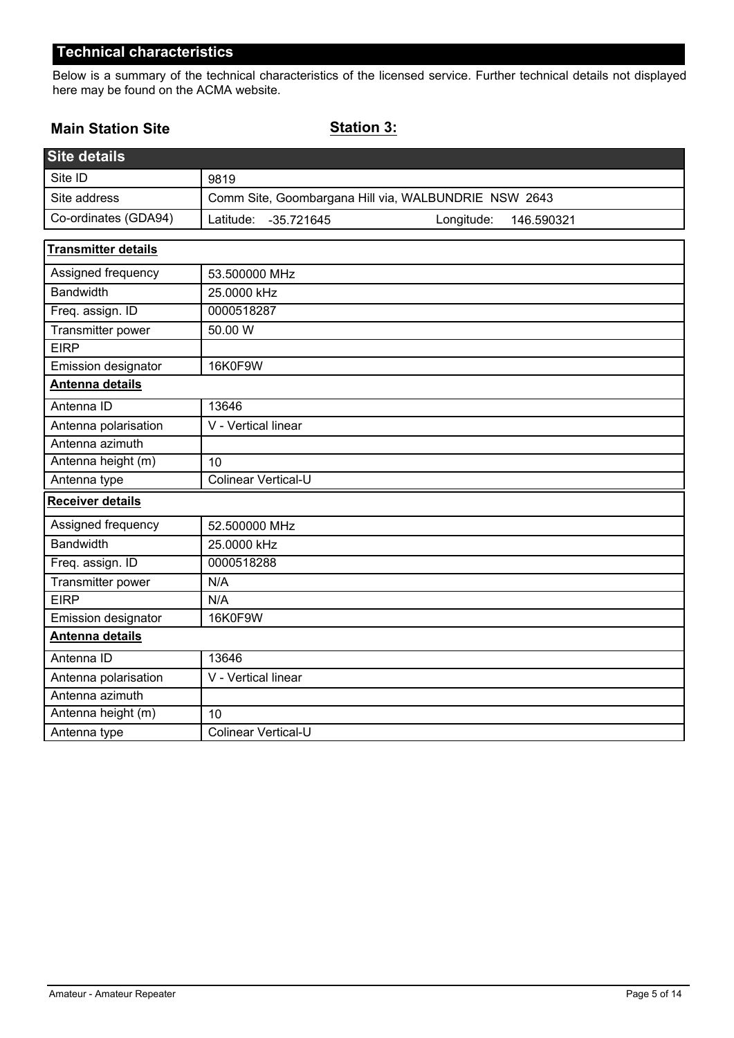## Technical characteristics

Below is a summary of the technical characteristics of the licensed service. Further technical details not displayed here may be found on the ACMA website.

**Main Station Site** **Station 3:**

| Site details | |
|---|---|
| Site ID | 9819 |
| Site address | Comm Site, Goombargana Hill via, WALBUNDRIE NSW 2643 |
| Co-ordinates (GDA94) | Latitude: -35.721645 Longitude: 146.590321 |

| **Transmitter details** | |
|---|---|
| Assigned frequency | 53.500000 MHz |
| Bandwidth | 25.0000 kHz |
| Freq. assign. ID | 0000518287 |
| Transmitter power | 50.00 W |
| EIRP | |
| Emission designator | 16K0F9W |
| **Antenna details** | |
| Antenna ID | 13646 |
| Antenna polarisation | V - Vertical linear |
| Antenna azimuth | |
| Antenna height (m) | 10 |
| Antenna type | Colinear Vertical-U |

| **Receiver details** | |
|---|---|
| Assigned frequency | 52.500000 MHz |
| Bandwidth | 25.0000 kHz |
| Freq. assign. ID | 0000518288 |
| Transmitter power | N/A |
| EIRP | N/A |
| Emission designator | 16K0F9W |
| **Antenna details** | |
| Antenna ID | 13646 |
| Antenna polarisation | V - Vertical linear |
| Antenna azimuth | |
| Antenna height (m) | 10 |
| Antenna type | Colinear Vertical-U |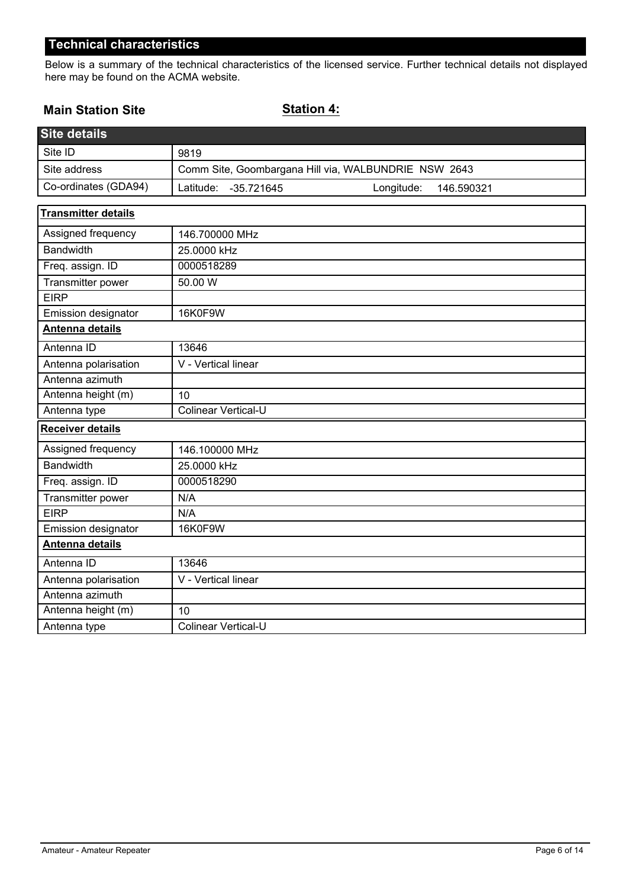## Technical characteristics

Below is a summary of the technical characteristics of the licensed service. Further technical details not displayed here may be found on the ACMA website.

**Main Station Site** **Station 4:**

| Site details | |
|---|---|
| Site ID | 9819 |
| Site address | Comm Site, Goombargana Hill via, WALBUNDRIE NSW 2643 |
| Co-ordinates (GDA94) | Latitude: -35.721645 Longitude: 146.590321 |

| **Transmitter details** | |
|---|---|
| Assigned frequency | 146.700000 MHz |
| Bandwidth | 25.0000 kHz |
| Freq. assign. ID | 0000518289 |
| Transmitter power | 50.00 W |
| EIRP | |
| Emission designator | 16K0F9W |
| **Antenna details** | |
| Antenna ID | 13646 |
| Antenna polarisation | V - Vertical linear |
| Antenna azimuth | |
| Antenna height (m) | 10 |
| Antenna type | Colinear Vertical-U |

| **Receiver details** | |
|---|---|
| Assigned frequency | 146.100000 MHz |
| Bandwidth | 25.0000 kHz |
| Freq. assign. ID | 0000518290 |
| Transmitter power | N/A |
| EIRP | N/A |
| Emission designator | 16K0F9W |
| **Antenna details** | |
| Antenna ID | 13646 |
| Antenna polarisation | V - Vertical linear |
| Antenna azimuth | |
| Antenna height (m) | 10 |
| Antenna type | Colinear Vertical-U |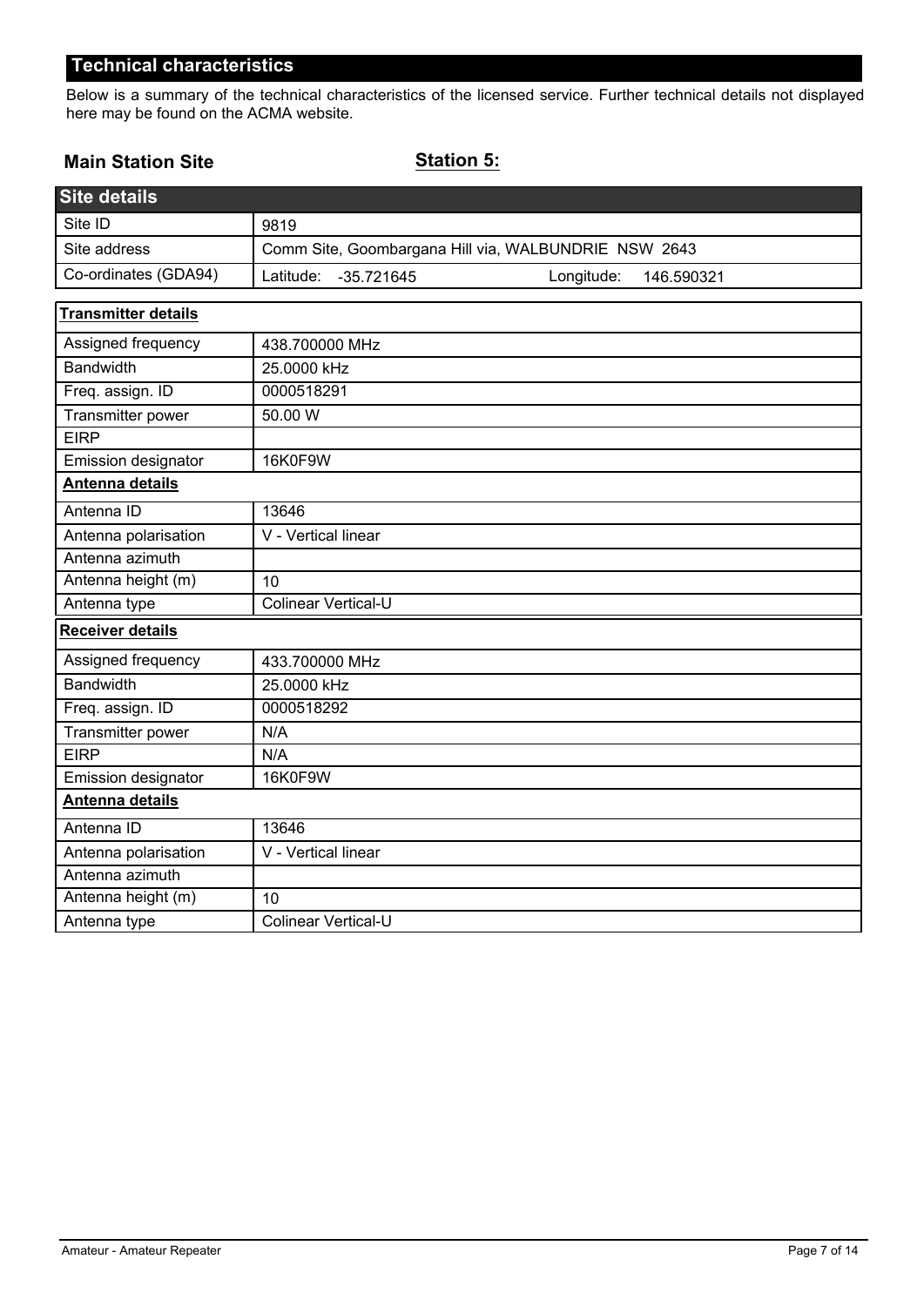## Technical characteristics

Below is a summary of the technical characteristics of the licensed service. Further technical details not displayed here may be found on the ACMA website.

**Main Station Site** **Station 5:**

| Site details | |
|---|---|
| Site ID | 9819 |
| Site address | Comm Site, Goombargana Hill via, WALBUNDRIE NSW 2643 |
| Co-ordinates (GDA94) | Latitude: -35.721645 Longitude: 146.590321 |

| **Transmitter details** | |
|---|---|
| Assigned frequency | 438.700000 MHz |
| Bandwidth | 25.0000 kHz |
| Freq. assign. ID | 0000518291 |
| Transmitter power | 50.00 W |
| EIRP | |
| Emission designator | 16K0F9W |
| **Antenna details** | |
| Antenna ID | 13646 |
| Antenna polarisation | V - Vertical linear |
| Antenna azimuth | |
| Antenna height (m) | 10 |
| Antenna type | Colinear Vertical-U |

| **Receiver details** | |
|---|---|
| Assigned frequency | 433.700000 MHz |
| Bandwidth | 25.0000 kHz |
| Freq. assign. ID | 0000518292 |
| Transmitter power | N/A |
| EIRP | N/A |
| Emission designator | 16K0F9W |
| **Antenna details** | |
| Antenna ID | 13646 |
| Antenna polarisation | V - Vertical linear |
| Antenna azimuth | |
| Antenna height (m) | 10 |
| Antenna type | Colinear Vertical-U |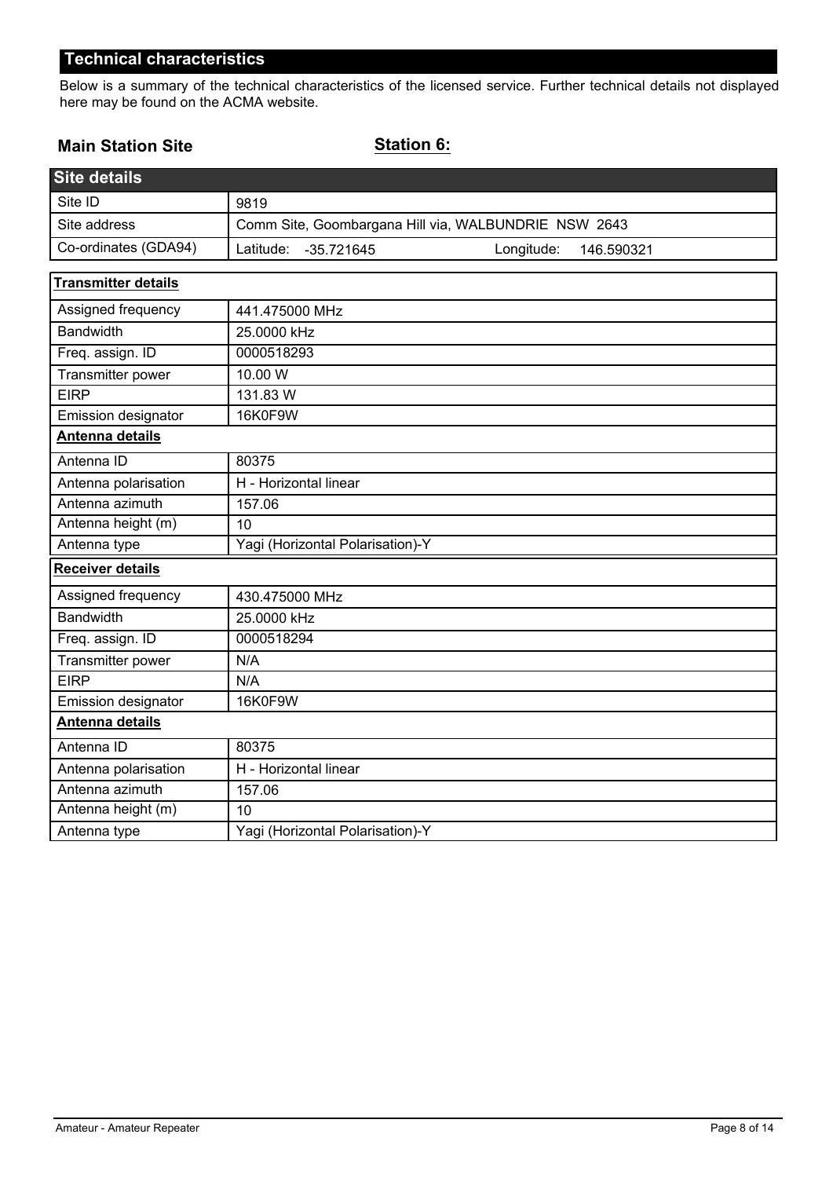## Technical characteristics

Below is a summary of the technical characteristics of the licensed service. Further technical details not displayed here may be found on the ACMA website.

**Main Station Site** **Station 6:**

| Site details | |
|---|---|
| Site ID | 9819 |
| Site address | Comm Site, Goombargana Hill via, WALBUNDRIE NSW 2643 |
| Co-ordinates (GDA94) | Latitude: -35.721645 Longitude: 146.590321 |

| **Transmitter details** | |
|---|---|
| Assigned frequency | 441.475000 MHz |
| Bandwidth | 25.0000 kHz |
| Freq. assign. ID | 0000518293 |
| Transmitter power | 10.00 W |
| EIRP | 131.83 W |
| Emission designator | 16K0F9W |
| **Antenna details** | |
| Antenna ID | 80375 |
| Antenna polarisation | H - Horizontal linear |
| Antenna azimuth | 157.06 |
| Antenna height (m) | 10 |
| Antenna type | Yagi (Horizontal Polarisation)-Y |
| **Receiver details** | |
| Assigned frequency | 430.475000 MHz |
| Bandwidth | 25.0000 kHz |
| Freq. assign. ID | 0000518294 |
| Transmitter power | N/A |
| EIRP | N/A |
| Emission designator | 16K0F9W |
| **Antenna details** | |
| Antenna ID | 80375 |
| Antenna polarisation | H - Horizontal linear |
| Antenna azimuth | 157.06 |
| Antenna height (m) | 10 |
| Antenna type | Yagi (Horizontal Polarisation)-Y |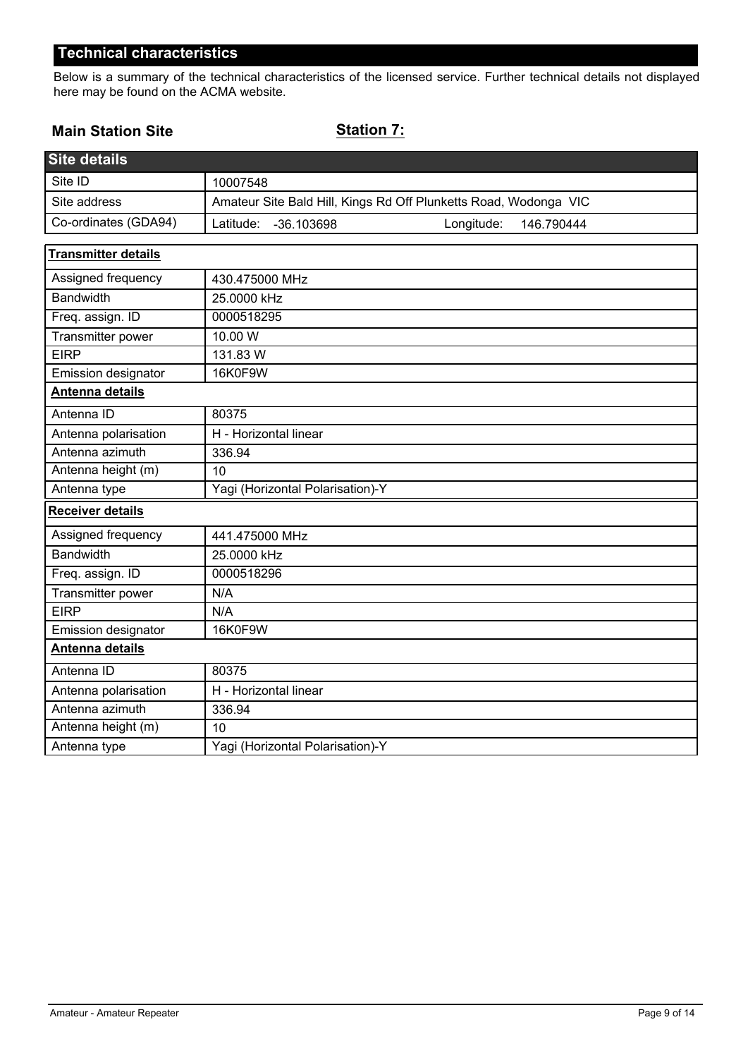## Technical characteristics

Below is a summary of the technical characteristics of the licensed service. Further technical details not displayed here may be found on the ACMA website.

### Main Station Site

**Station 7:**

| Site details | |
|---|---|
| Site ID | 10007548 |
| Site address | Amateur Site Bald Hill, Kings Rd Off Plunketts Road, Wodonga VIC |
| Co-ordinates (GDA94) | Latitude: -36.103698 Longitude: 146.790444 |

| **Transmitter details** | |
|---|---|
| Assigned frequency | 430.475000 MHz |
| Bandwidth | 25.0000 kHz |
| Freq. assign. ID | 0000518295 |
| Transmitter power | 10.00 W |
| EIRP | 131.83 W |
| Emission designator | 16K0F9W |
| **Antenna details** | |
| Antenna ID | 80375 |
| Antenna polarisation | H - Horizontal linear |
| Antenna azimuth | 336.94 |
| Antenna height (m) | 10 |
| Antenna type | Yagi (Horizontal Polarisation)-Y |

| **Receiver details** | |
|---|---|
| Assigned frequency | 441.475000 MHz |
| Bandwidth | 25.0000 kHz |
| Freq. assign. ID | 0000518296 |
| Transmitter power | N/A |
| EIRP | N/A |
| Emission designator | 16K0F9W |
| **Antenna details** | |
| Antenna ID | 80375 |
| Antenna polarisation | H - Horizontal linear |
| Antenna azimuth | 336.94 |
| Antenna height (m) | 10 |
| Antenna type | Yagi (Horizontal Polarisation)-Y |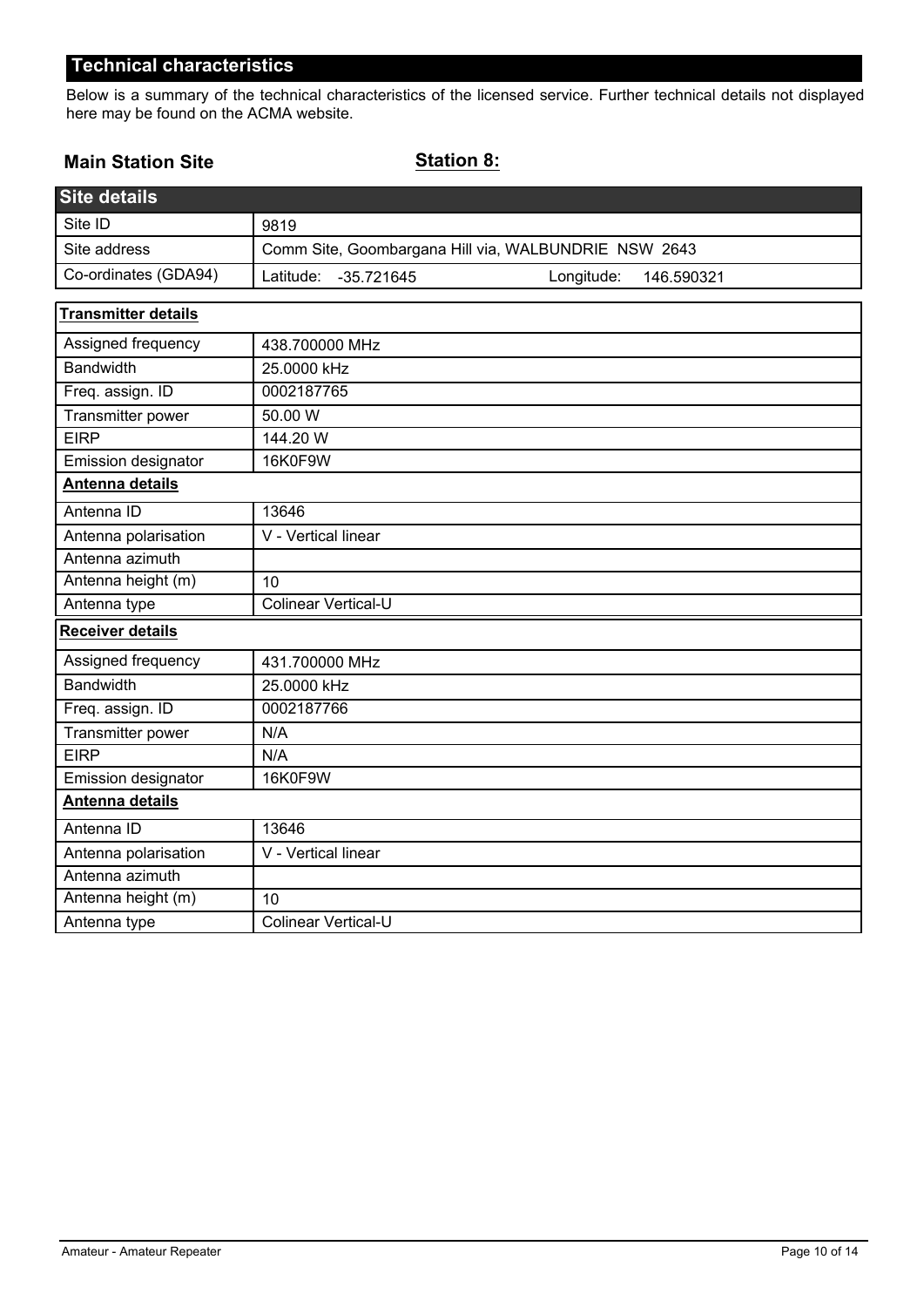## Technical characteristics

Below is a summary of the technical characteristics of the licensed service. Further technical details not displayed here may be found on the ACMA website.

**Main Station Site** **Station 8:**

| Site details | |
|---|---|
| Site ID | 9819 |
| Site address | Comm Site, Goombargana Hill via, WALBUNDRIE NSW 2643 |
| Co-ordinates (GDA94) | Latitude: -35.721645 Longitude: 146.590321 |

| **Transmitter details** | |
|---|---|
| Assigned frequency | 438.700000 MHz |
| Bandwidth | 25.0000 kHz |
| Freq. assign. ID | 0002187765 |
| Transmitter power | 50.00 W |
| EIRP | 144.20 W |
| Emission designator | 16K0F9W |
| **Antenna details** | |
| Antenna ID | 13646 |
| Antenna polarisation | V - Vertical linear |
| Antenna azimuth | |
| Antenna height (m) | 10 |
| Antenna type | Colinear Vertical-U |

| **Receiver details** | |
|---|---|
| Assigned frequency | 431.700000 MHz |
| Bandwidth | 25.0000 kHz |
| Freq. assign. ID | 0002187766 |
| Transmitter power | N/A |
| EIRP | N/A |
| Emission designator | 16K0F9W |
| **Antenna details** | |
| Antenna ID | 13646 |
| Antenna polarisation | V - Vertical linear |
| Antenna azimuth | |
| Antenna height (m) | 10 |
| Antenna type | Colinear Vertical-U |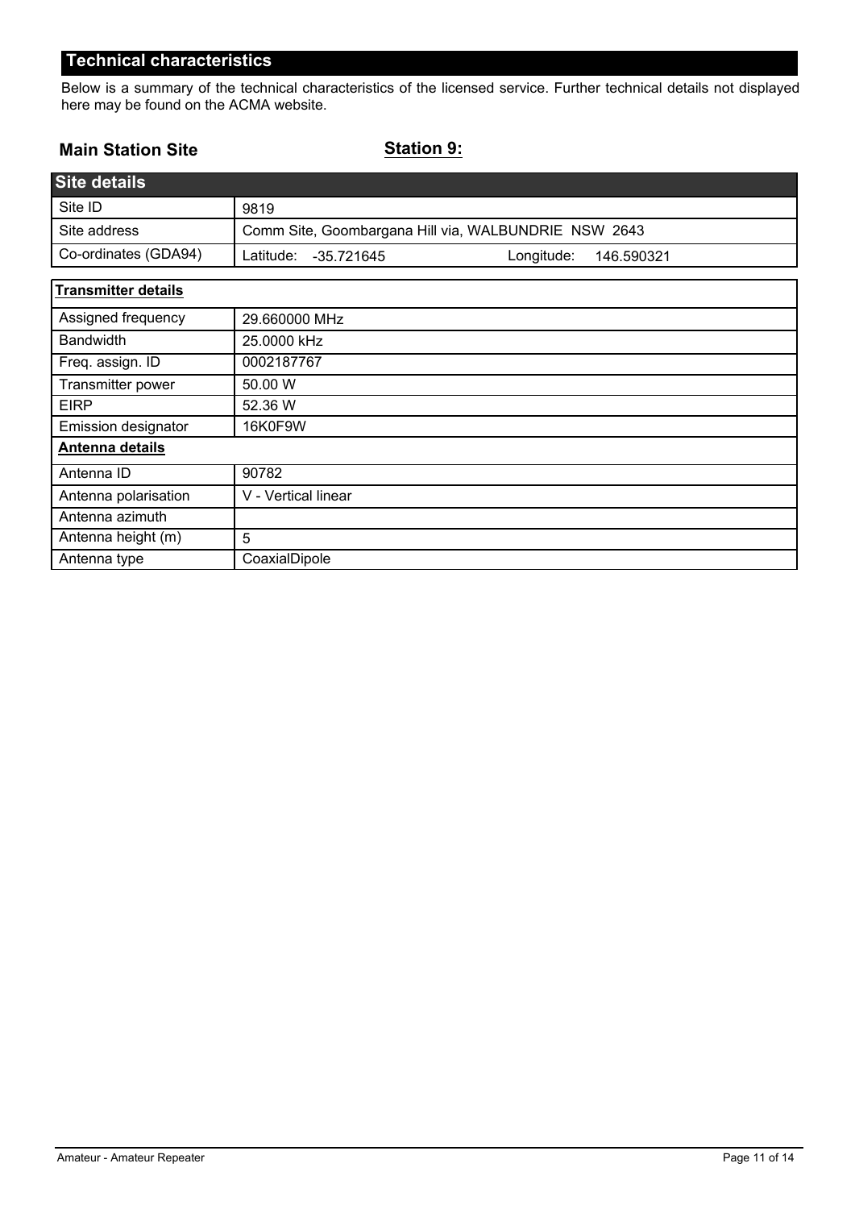## Technical characteristics

Below is a summary of the technical characteristics of the licensed service. Further technical details not displayed here may be found on the ACMA website.

**Main Station Site** **Station 9:**

| Site details | |
|---|---|
| Site ID | 9819 |
| Site address | Comm Site, Goombargana Hill via, WALBUNDRIE NSW 2643 |
| Co-ordinates (GDA94) | Latitude: -35.721645 Longitude: 146.590321 |

| Transmitter details | |
|---|---|
| Assigned frequency | 29.660000 MHz |
| Bandwidth | 25.0000 kHz |
| Freq. assign. ID | 0002187767 |
| Transmitter power | 50.00 W |
| EIRP | 52.36 W |
| Emission designator | 16K0F9W |
| **Antenna details** | |
| Antenna ID | 90782 |
| Antenna polarisation | V - Vertical linear |
| Antenna azimuth | |
| Antenna height (m) | 5 |
| Antenna type | CoaxialDipole |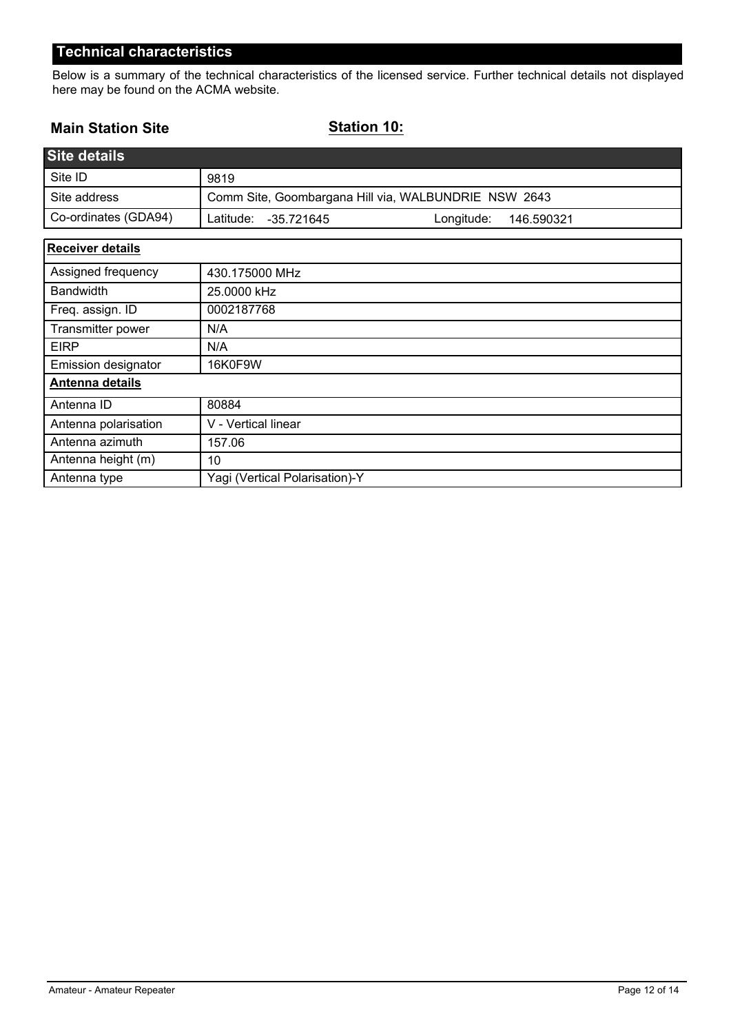## Technical characteristics

Below is a summary of the technical characteristics of the licensed service. Further technical details not displayed here may be found on the ACMA website.

**Main Station Site** **Station 10:**

| Site details | |
|---|---|
| Site ID | 9819 |
| Site address | Comm Site, Goombargana Hill via, WALBUNDRIE NSW 2643 |
| Co-ordinates (GDA94) | Latitude: -35.721645 Longitude: 146.590321 |

| Receiver details | |
|---|---|
| Assigned frequency | 430.175000 MHz |
| Bandwidth | 25.0000 kHz |
| Freq. assign. ID | 0002187768 |
| Transmitter power | N/A |
| EIRP | N/A |
| Emission designator | 16K0F9W |
| **Antenna details** | |
| Antenna ID | 80884 |
| Antenna polarisation | V - Vertical linear |
| Antenna azimuth | 157.06 |
| Antenna height (m) | 10 |
| Antenna type | Yagi (Vertical Polarisation)-Y |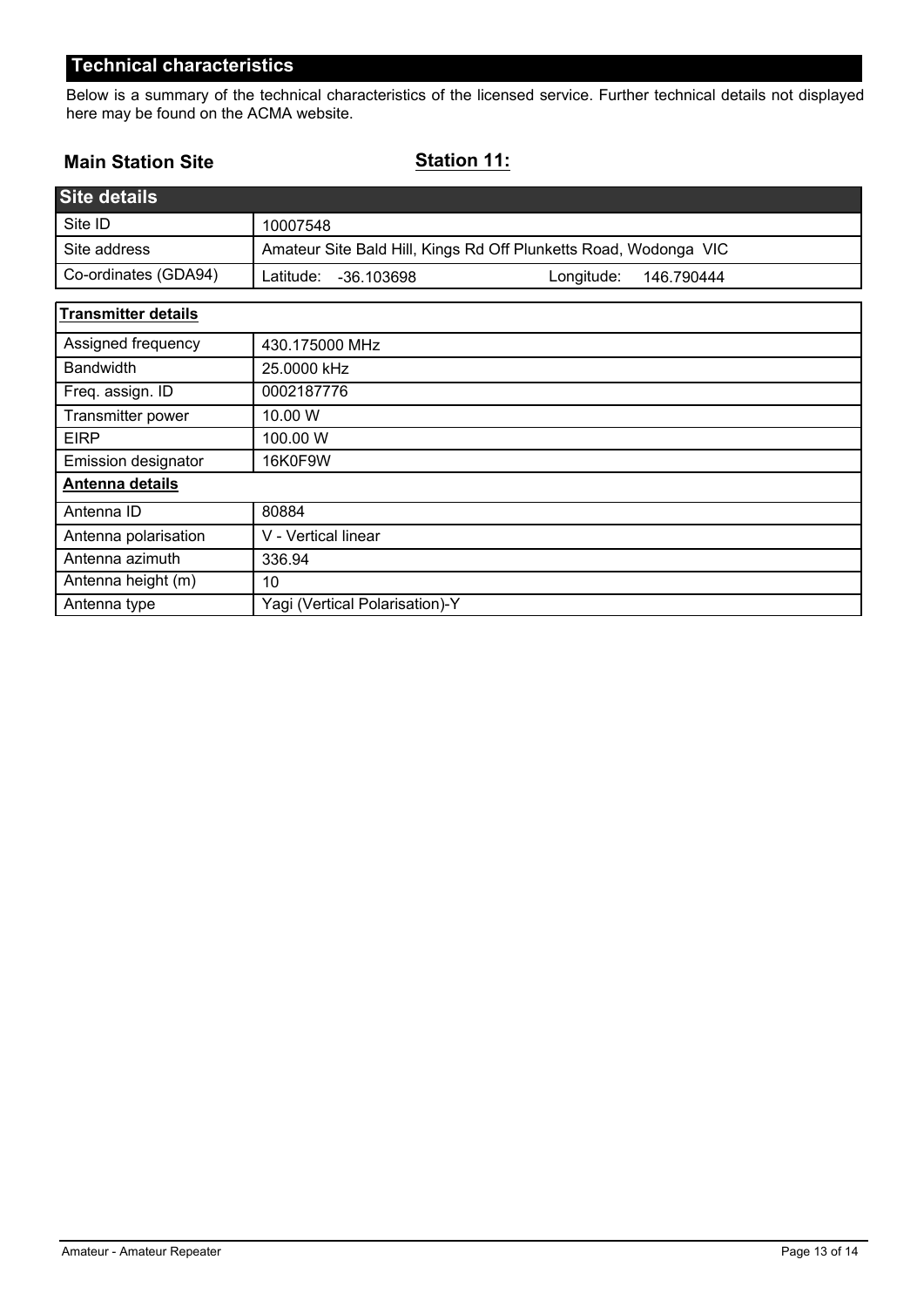## Technical characteristics

Below is a summary of the technical characteristics of the licensed service. Further technical details not displayed here may be found on the ACMA website.

**Main Station Site** **Station 11:**

| Site details | |
|---|---|
| Site ID | 10007548 |
| Site address | Amateur Site Bald Hill, Kings Rd Off Plunketts Road, Wodonga VIC |
| Co-ordinates (GDA94) | Latitude: -36.103698 Longitude: 146.790444 |

| **Transmitter details** | |
|---|---|
| Assigned frequency | 430.175000 MHz |
| Bandwidth | 25.0000 kHz |
| Freq. assign. ID | 0002187776 |
| Transmitter power | 10.00 W |
| EIRP | 100.00 W |
| Emission designator | 16K0F9W |
| **Antenna details** | |
| Antenna ID | 80884 |
| Antenna polarisation | V - Vertical linear |
| Antenna azimuth | 336.94 |
| Antenna height (m) | 10 |
| Antenna type | Yagi (Vertical Polarisation)-Y |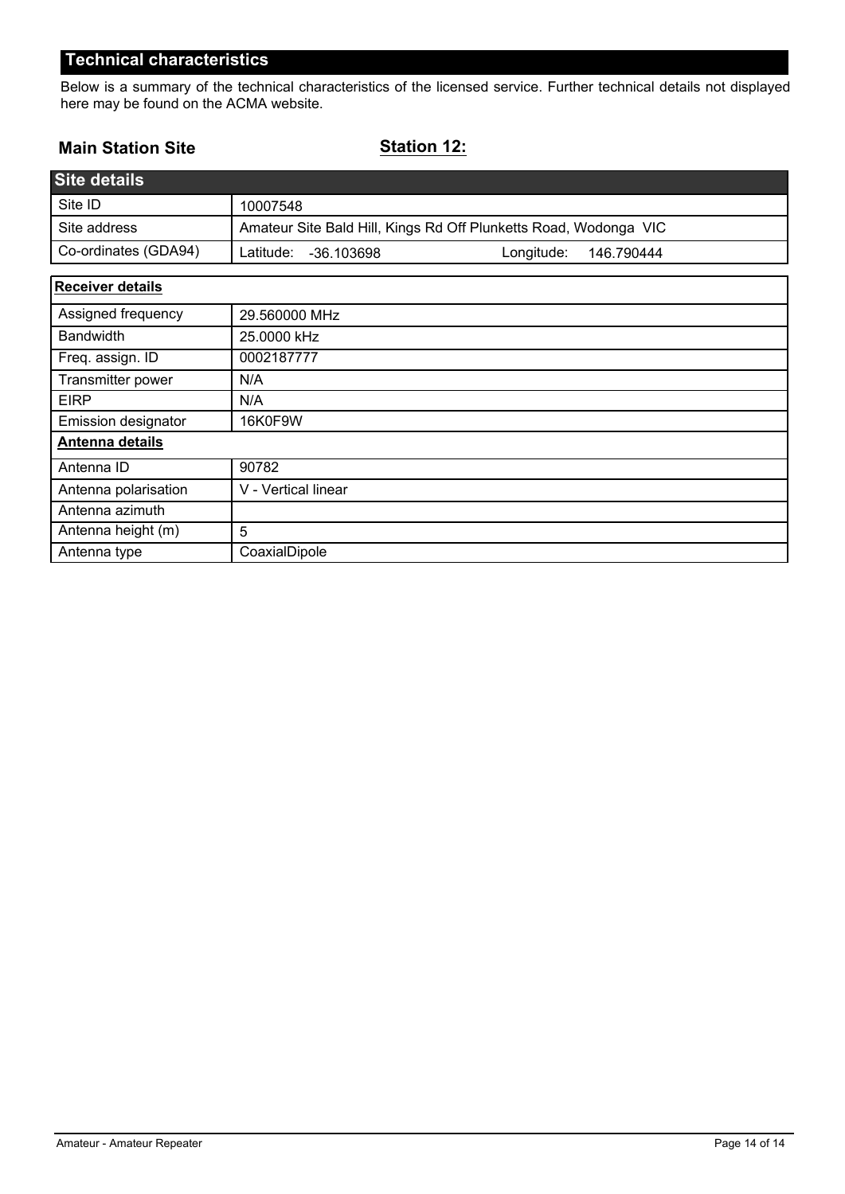## Technical characteristics

Below is a summary of the technical characteristics of the licensed service. Further technical details not displayed here may be found on the ACMA website.

**Main Station Site** **Station 12:**

| Site details | |
|---|---|
| Site ID | 10007548 |
| Site address | Amateur Site Bald Hill, Kings Rd Off Plunketts Road, Wodonga VIC |
| Co-ordinates (GDA94) | Latitude: -36.103698 Longitude: 146.790444 |

| Receiver details | |
|---|---|
| Assigned frequency | 29.560000 MHz |
| Bandwidth | 25.0000 kHz |
| Freq. assign. ID | 0002187777 |
| Transmitter power | N/A |
| EIRP | N/A |
| Emission designator | 16K0F9W |
| **Antenna details** | |
| Antenna ID | 90782 |
| Antenna polarisation | V - Vertical linear |
| Antenna azimuth | |
| Antenna height (m) | 5 |
| Antenna type | CoaxialDipole |